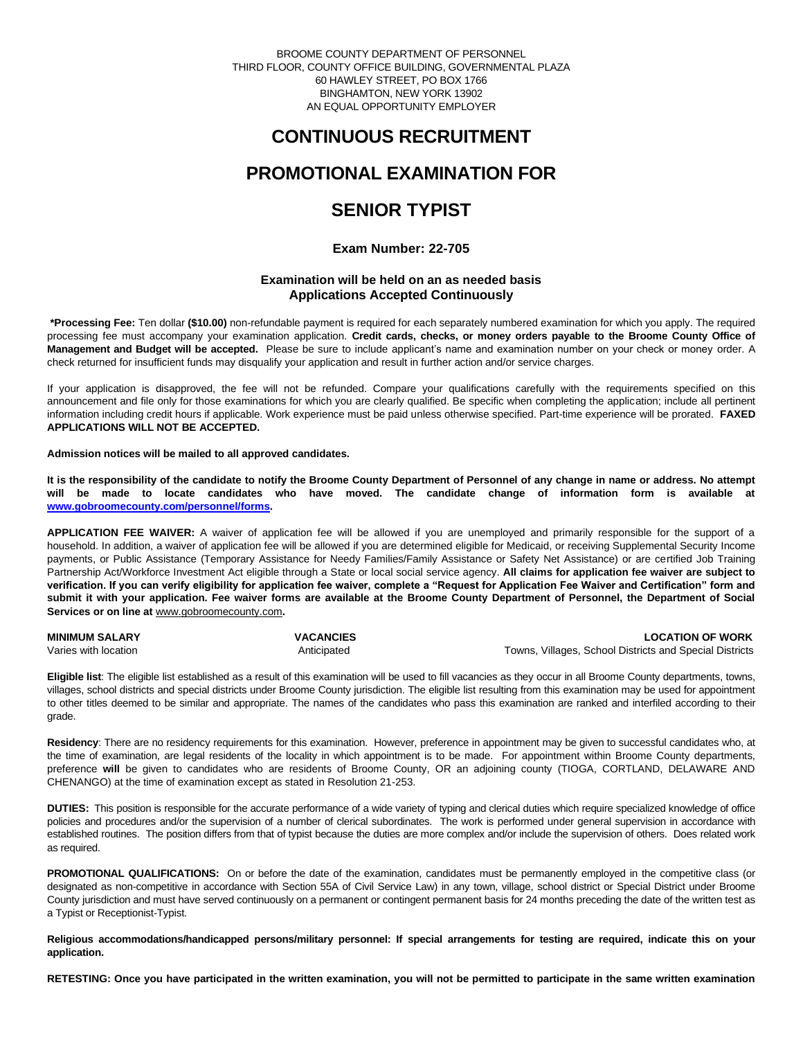BROOME COUNTY DEPARTMENT OF PERSONNEL
THIRD FLOOR, COUNTY OFFICE BUILDING, GOVERNMENTAL PLAZA
60 HAWLEY STREET, PO BOX 1766
BINGHAMTON, NEW YORK 13902
AN EQUAL OPPORTUNITY EMPLOYER

# CONTINUOUS RECRUITMENT

# PROMOTIONAL EXAMINATION FOR

# SENIOR TYPIST

### Exam Number: 22-705

**Examination will be held on an as needed basis**
**Applications Accepted Continuously**

**\*Processing Fee:** Ten dollar **($10.00)** non-refundable payment is required for each separately numbered examination for which you apply. The required processing fee must accompany your examination application. **Credit cards, checks, or money orders payable to the Broome County Office of Management and Budget will be accepted.** Please be sure to include applicant's name and examination number on your check or money order. A check returned for insufficient funds may disqualify your application and result in further action and/or service charges.

If your application is disapproved, the fee will not be refunded. Compare your qualifications carefully with the requirements specified on this announcement and file only for those examinations for which you are clearly qualified. Be specific when completing the application; include all pertinent information including credit hours if applicable. Work experience must be paid unless otherwise specified. Part-time experience will be prorated. **FAXED APPLICATIONS WILL NOT BE ACCEPTED.**

**Admission notices will be mailed to all approved candidates.**

**It is the responsibility of the candidate to notify the Broome County Department of Personnel of any change in name or address. No attempt will be made to locate candidates who have moved. The candidate change of information form is available at [www.gobroomecounty.com/personnel/forms](www.gobroomecounty.com/personnel/forms).**

**APPLICATION FEE WAIVER:** A waiver of application fee will be allowed if you are unemployed and primarily responsible for the support of a household. In addition, a waiver of application fee will be allowed if you are determined eligible for Medicaid, or receiving Supplemental Security Income payments, or Public Assistance (Temporary Assistance for Needy Families/Family Assistance or Safety Net Assistance) or are certified Job Training Partnership Act/Workforce Investment Act eligible through a State or local social service agency. **All claims for application fee waiver are subject to verification. If you can verify eligibility for application fee waiver, complete a "Request for Application Fee Waiver and Certification" form and submit it with your application. Fee waiver forms are available at the Broome County Department of Personnel, the Department of Social Services or on line at** www.gobroomecounty.com**.**

| MINIMUM SALARY | VACANCIES | LOCATION OF WORK |
|---|---|---|
| Varies with location | Anticipated | Towns, Villages, School Districts and Special Districts |

**Eligible list**: The eligible list established as a result of this examination will be used to fill vacancies as they occur in all Broome County departments, towns, villages, school districts and special districts under Broome County jurisdiction. The eligible list resulting from this examination may be used for appointment to other titles deemed to be similar and appropriate. The names of the candidates who pass this examination are ranked and interfiled according to their grade.

**Residency**: There are no residency requirements for this examination. However, preference in appointment may be given to successful candidates who, at the time of examination, are legal residents of the locality in which appointment is to be made. For appointment within Broome County departments, preference **will** be given to candidates who are residents of Broome County, OR an adjoining county (TIOGA, CORTLAND, DELAWARE AND CHENANGO) at the time of examination except as stated in Resolution 21-253.

**DUTIES:** This position is responsible for the accurate performance of a wide variety of typing and clerical duties which require specialized knowledge of office policies and procedures and/or the supervision of a number of clerical subordinates. The work is performed under general supervision in accordance with established routines. The position differs from that of typist because the duties are more complex and/or include the supervision of others. Does related work as required.

**PROMOTIONAL QUALIFICATIONS:** On or before the date of the examination, candidates must be permanently employed in the competitive class (or designated as non-competitive in accordance with Section 55A of Civil Service Law) in any town, village, school district or Special District under Broome County jurisdiction and must have served continuously on a permanent or contingent permanent basis for 24 months preceding the date of the written test as a Typist or Receptionist-Typist.

**Religious accommodations/handicapped persons/military personnel: If special arrangements for testing are required, indicate this on your application.**

**RETESTING: Once you have participated in the written examination, you will not be permitted to participate in the same written examination**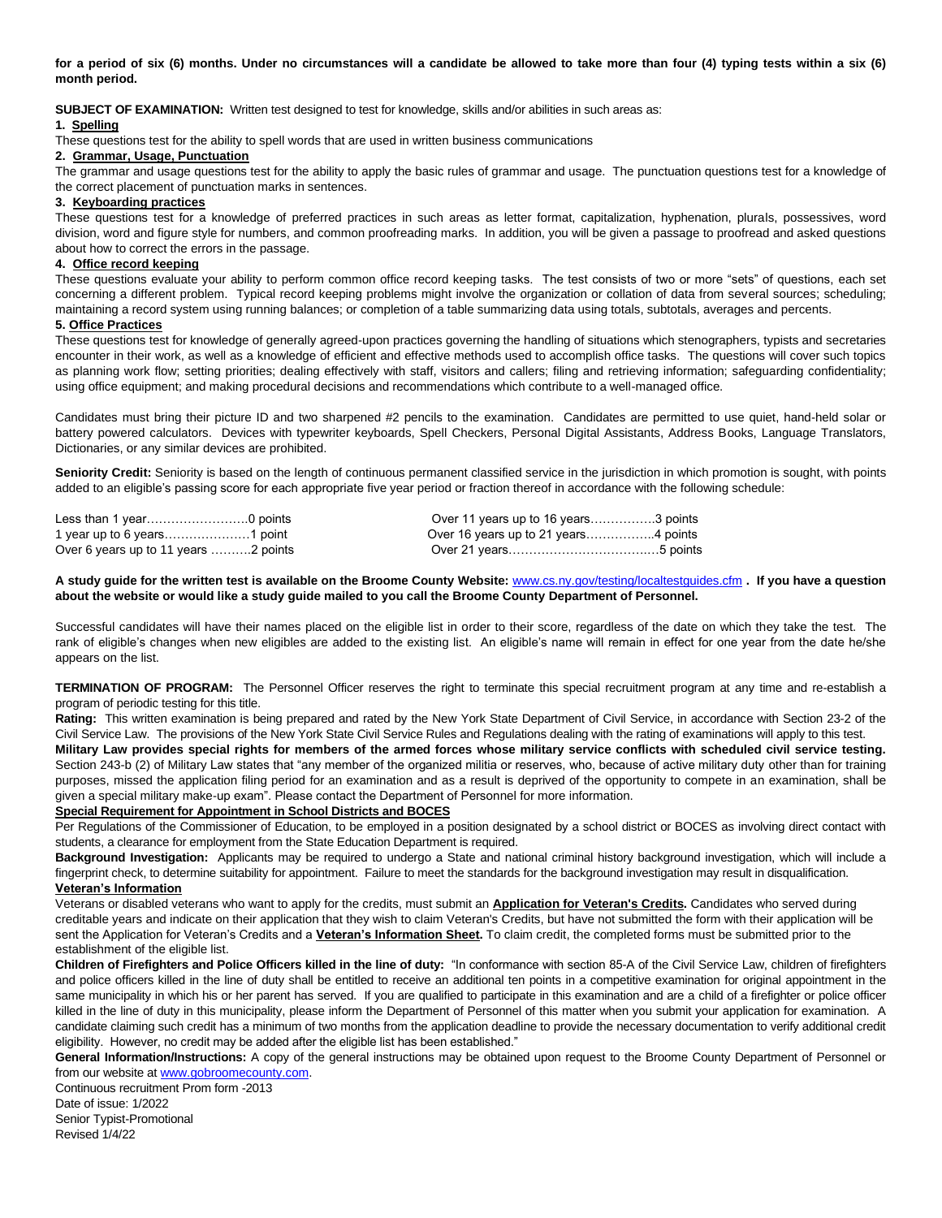**for a period of six (6) months. Under no circumstances will a candidate be allowed to take more than four (4) typing tests within a six (6) month period.**

**SUBJECT OF EXAMINATION:** Written test designed to test for knowledge, skills and/or abilities in such areas as:

**1. Spelling**

These questions test for the ability to spell words that are used in written business communications

**2. Grammar, Usage, Punctuation**

The grammar and usage questions test for the ability to apply the basic rules of grammar and usage. The punctuation questions test for a knowledge of the correct placement of punctuation marks in sentences.

**3. Keyboarding practices**

These questions test for a knowledge of preferred practices in such areas as letter format, capitalization, hyphenation, plurals, possessives, word division, word and figure style for numbers, and common proofreading marks. In addition, you will be given a passage to proofread and asked questions about how to correct the errors in the passage.

**4. Office record keeping**

These questions evaluate your ability to perform common office record keeping tasks. The test consists of two or more "sets" of questions, each set concerning a different problem. Typical record keeping problems might involve the organization or collation of data from several sources; scheduling; maintaining a record system using running balances; or completion of a table summarizing data using totals, subtotals, averages and percents.

**5. Office Practices**

These questions test for knowledge of generally agreed-upon practices governing the handling of situations which stenographers, typists and secretaries encounter in their work, as well as a knowledge of efficient and effective methods used to accomplish office tasks. The questions will cover such topics as planning work flow; setting priorities; dealing effectively with staff, visitors and callers; filing and retrieving information; safeguarding confidentiality; using office equipment; and making procedural decisions and recommendations which contribute to a well-managed office.

Candidates must bring their picture ID and two sharpened #2 pencils to the examination. Candidates are permitted to use quiet, hand-held solar or battery powered calculators. Devices with typewriter keyboards, Spell Checkers, Personal Digital Assistants, Address Books, Language Translators, Dictionaries, or any similar devices are prohibited.

**Seniority Credit:** Seniority is based on the length of continuous permanent classified service in the jurisdiction in which promotion is sought, with points added to an eligible's passing score for each appropriate five year period or fraction thereof in accordance with the following schedule:

Less than 1 year……………………..0 points
1 year up to 6 years…………………1 point
Over 6 years up to 11 years ……….2 points
Over 11 years up to 16 years…………….3 points
Over 16 years up to 21 years……………..4 points
Over 21 years…………………………….…5 points

**A study guide for the written test is available on the Broome County Website:** www.cs.ny.gov/testing/localtestguides.cfm **. If you have a question about the website or would like a study guide mailed to you call the Broome County Department of Personnel.**

Successful candidates will have their names placed on the eligible list in order to their score, regardless of the date on which they take the test. The rank of eligible's changes when new eligibles are added to the existing list. An eligible's name will remain in effect for one year from the date he/she appears on the list.

**TERMINATION OF PROGRAM:** The Personnel Officer reserves the right to terminate this special recruitment program at any time and re-establish a program of periodic testing for this title.

**Rating:** This written examination is being prepared and rated by the New York State Department of Civil Service, in accordance with Section 23-2 of the Civil Service Law. The provisions of the New York State Civil Service Rules and Regulations dealing with the rating of examinations will apply to this test.

**Military Law provides special rights for members of the armed forces whose military service conflicts with scheduled civil service testing.** Section 243-b (2) of Military Law states that "any member of the organized militia or reserves, who, because of active military duty other than for training purposes, missed the application filing period for an examination and as a result is deprived of the opportunity to compete in an examination, shall be given a special military make-up exam". Please contact the Department of Personnel for more information.

**Special Requirement for Appointment in School Districts and BOCES**

Per Regulations of the Commissioner of Education, to be employed in a position designated by a school district or BOCES as involving direct contact with students, a clearance for employment from the State Education Department is required.

**Background Investigation:** Applicants may be required to undergo a State and national criminal history background investigation, which will include a fingerprint check, to determine suitability for appointment. Failure to meet the standards for the background investigation may result in disqualification.

**Veteran's Information**

Veterans or disabled veterans who want to apply for the credits, must submit an **Application for Veteran's Credits.** Candidates who served during creditable years and indicate on their application that they wish to claim Veteran's Credits, but have not submitted the form with their application will be sent the Application for Veteran's Credits and a **Veteran's Information Sheet.** To claim credit, the completed forms must be submitted prior to the establishment of the eligible list.

**Children of Firefighters and Police Officers killed in the line of duty:** "In conformance with section 85-A of the Civil Service Law, children of firefighters and police officers killed in the line of duty shall be entitled to receive an additional ten points in a competitive examination for original appointment in the same municipality in which his or her parent has served. If you are qualified to participate in this examination and are a child of a firefighter or police officer killed in the line of duty in this municipality, please inform the Department of Personnel of this matter when you submit your application for examination. A candidate claiming such credit has a minimum of two months from the application deadline to provide the necessary documentation to verify additional credit eligibility. However, no credit may be added after the eligible list has been established."

**General Information/Instructions:** A copy of the general instructions may be obtained upon request to the Broome County Department of Personnel or from our website at www.gobroomecounty.com.

Continuous recruitment Prom form -2013
Date of issue: 1/2022
Senior Typist-Promotional
Revised 1/4/22